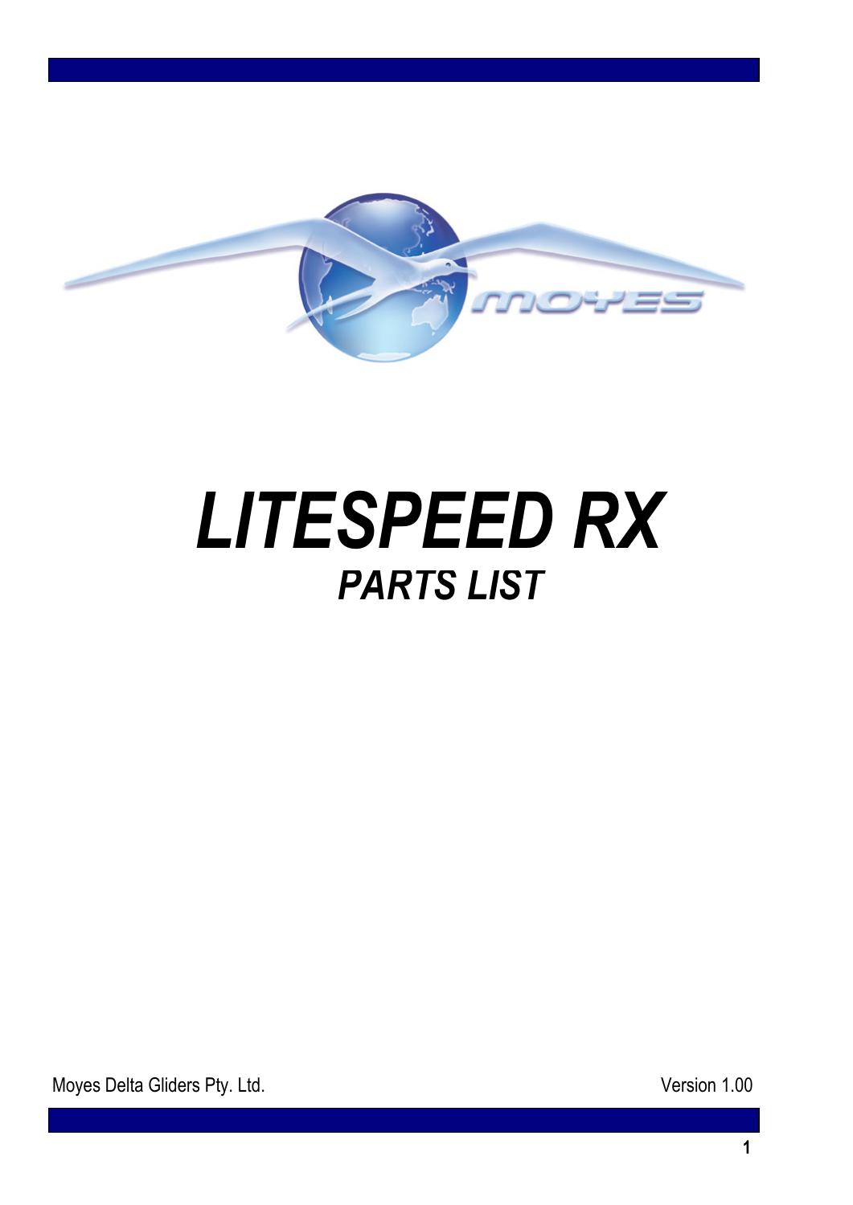# *LITESPEED RX*

## *PARTS LIST*

Moyes Delta Gliders Pty. Ltd.

Version 1.00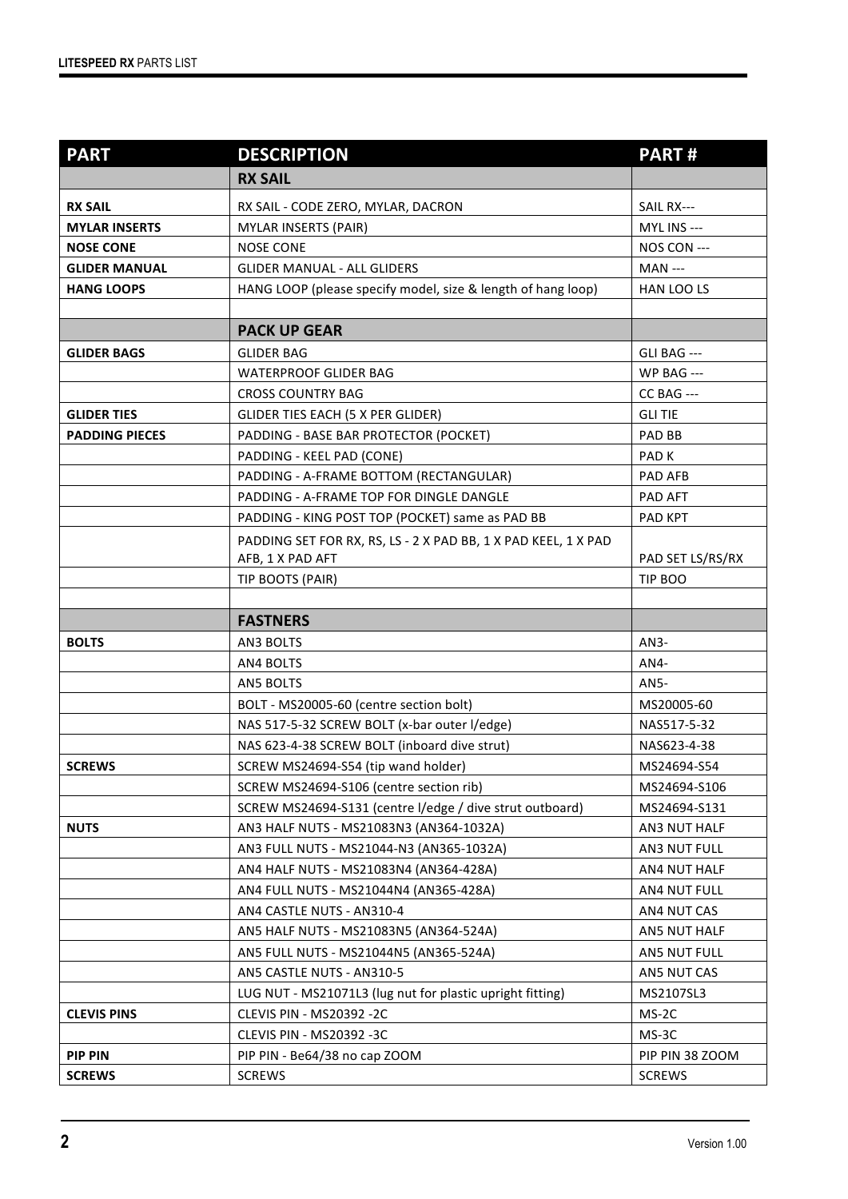| PART | DESCRIPTION | PART # |
|---|---|---|
| | **RX SAIL** | |
| **RX SAIL** | RX SAIL - CODE ZERO, MYLAR, DACRON | SAIL RX--- |
| **MYLAR INSERTS** | MYLAR INSERTS (PAIR) | MYL INS --- |
| **NOSE CONE** | NOSE CONE | NOS CON --- |
| **GLIDER MANUAL** | GLIDER MANUAL - ALL GLIDERS | MAN --- |
| **HANG LOOPS** | HANG LOOP (please specify model, size & length of hang loop) | HAN LOO LS |
| | | |
| | **PACK UP GEAR** | |
| **GLIDER BAGS** | GLIDER BAG | GLI BAG --- |
| | WATERPROOF GLIDER BAG | WP BAG --- |
| | CROSS COUNTRY BAG | CC BAG --- |
| **GLIDER TIES** | GLIDER TIES EACH (5 X PER GLIDER) | GLI TIE |
| **PADDING PIECES** | PADDING - BASE BAR PROTECTOR (POCKET) | PAD BB |
| | PADDING - KEEL PAD (CONE) | PAD K |
| | PADDING - A-FRAME BOTTOM (RECTANGULAR) | PAD AFB |
| | PADDING - A-FRAME TOP FOR DINGLE DANGLE | PAD AFT |
| | PADDING - KING POST TOP (POCKET) same as PAD BB | PAD KPT |
| | PADDING SET FOR RX, RS, LS - 2 X PAD BB, 1 X PAD KEEL, 1 X PAD AFB, 1 X PAD AFT | PAD SET LS/RS/RX |
| | TIP BOOTS (PAIR) | TIP BOO |
| | | |
| | **FASTNERS** | |
| **BOLTS** | AN3 BOLTS | AN3- |
| | AN4 BOLTS | AN4- |
| | AN5 BOLTS | AN5- |
| | BOLT - MS20005-60 (centre section bolt) | MS20005-60 |
| | NAS 517-5-32 SCREW BOLT (x-bar outer l/edge) | NAS517-5-32 |
| | NAS 623-4-38 SCREW BOLT (inboard dive strut) | NAS623-4-38 |
| **SCREWS** | SCREW MS24694-S54 (tip wand holder) | MS24694-S54 |
| | SCREW MS24694-S106 (centre section rib) | MS24694-S106 |
| | SCREW MS24694-S131 (centre l/edge / dive strut outboard) | MS24694-S131 |
| **NUTS** | AN3 HALF NUTS - MS21083N3 (AN364-1032A) | AN3 NUT HALF |
| | AN3 FULL NUTS - MS21044-N3 (AN365-1032A) | AN3 NUT FULL |
| | AN4 HALF NUTS - MS21083N4 (AN364-428A) | AN4 NUT HALF |
| | AN4 FULL NUTS - MS21044N4 (AN365-428A) | AN4 NUT FULL |
| | AN4 CASTLE NUTS - AN310-4 | AN4 NUT CAS |
| | AN5 HALF NUTS - MS21083N5 (AN364-524A) | AN5 NUT HALF |
| | AN5 FULL NUTS - MS21044N5 (AN365-524A) | AN5 NUT FULL |
| | AN5 CASTLE NUTS - AN310-5 | AN5 NUT CAS |
| | LUG NUT - MS21071L3 (lug nut for plastic upright fitting) | MS2107SL3 |
| **CLEVIS PINS** | CLEVIS PIN - MS20392 -2C | MS-2C |
| | CLEVIS PIN - MS20392 -3C | MS-3C |
| **PIP PIN** | PIP PIN - Be64/38 no cap ZOOM | PIP PIN 38 ZOOM |
| **SCREWS** | SCREWS | SCREWS |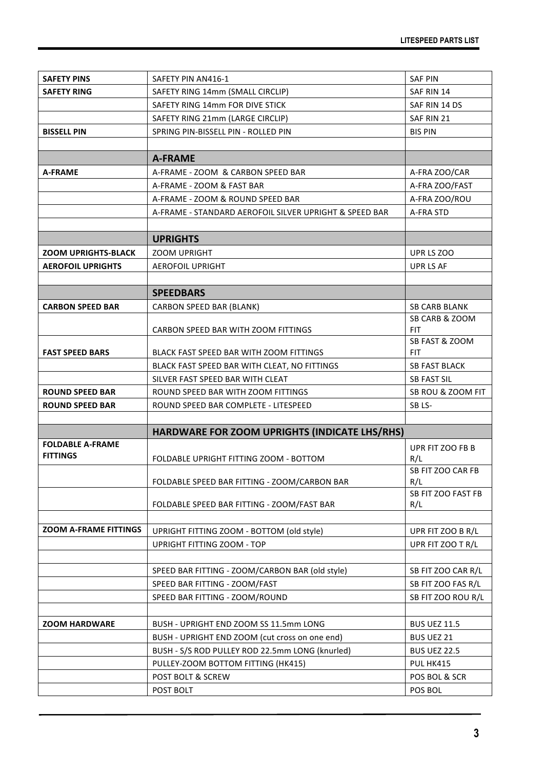| | | |
|---|---|---|
| **SAFETY PINS** | SAFETY PIN AN416-1 | SAF PIN |
| **SAFETY RING** | SAFETY RING 14mm (SMALL CIRCLIP) | SAF RIN 14 |
| | SAFETY RING 14mm FOR DIVE STICK | SAF RIN 14 DS |
| | SAFETY RING 21mm (LARGE CIRCLIP) | SAF RIN 21 |
| **BISSELL PIN** | SPRING PIN-BISSELL PIN - ROLLED PIN | BIS PIN |
| | | |
| | **A-FRAME** | |
| **A-FRAME** | A-FRAME - ZOOM & CARBON SPEED BAR | A-FRA ZOO/CAR |
| | A-FRAME - ZOOM & FAST BAR | A-FRA ZOO/FAST |
| | A-FRAME - ZOOM & ROUND SPEED BAR | A-FRA ZOO/ROU |
| | A-FRAME - STANDARD AEROFOIL SILVER UPRIGHT & SPEED BAR | A-FRA STD |
| | | |
| | **UPRIGHTS** | |
| **ZOOM UPRIGHTS-BLACK** | ZOOM UPRIGHT | UPR LS ZOO |
| **AEROFOIL UPRIGHTS** | AEROFOIL UPRIGHT | UPR LS AF |
| | | |
| | **SPEEDBARS** | |
| **CARBON SPEED BAR** | CARBON SPEED BAR (BLANK) | SB CARB BLANK |
| | CARBON SPEED BAR WITH ZOOM FITTINGS | SB CARB & ZOOM FIT |
| **FAST SPEED BARS** | BLACK FAST SPEED BAR WITH ZOOM FITTINGS | SB FAST & ZOOM FIT |
| | BLACK FAST SPEED BAR WITH CLEAT, NO FITTINGS | SB FAST BLACK |
| | SILVER FAST SPEED BAR WITH CLEAT | SB FAST SIL |
| **ROUND SPEED BAR** | ROUND SPEED BAR WITH ZOOM FITTINGS | SB ROU & ZOOM FIT |
| **ROUND SPEED BAR** | ROUND SPEED BAR COMPLETE - LITESPEED | SB LS- |
| | | |
| | **HARDWARE FOR ZOOM UPRIGHTS (INDICATE LHS/RHS)** | |
| **FOLDABLE A-FRAME FITTINGS** | FOLDABLE UPRIGHT FITTING ZOOM - BOTTOM | UPR FIT ZOO FB B R/L |
| | FOLDABLE SPEED BAR FITTING - ZOOM/CARBON BAR | SB FIT ZOO CAR FB R/L |
| | FOLDABLE SPEED BAR FITTING - ZOOM/FAST BAR | SB FIT ZOO FAST FB R/L |
| | | |
| **ZOOM A-FRAME FITTINGS** | UPRIGHT FITTING ZOOM - BOTTOM (old style) | UPR FIT ZOO B R/L |
| | UPRIGHT FITTING ZOOM - TOP | UPR FIT ZOO T R/L |
| | | |
| | SPEED BAR FITTING - ZOOM/CARBON BAR (old style) | SB FIT ZOO CAR R/L |
| | SPEED BAR FITTING - ZOOM/FAST | SB FIT ZOO FAS R/L |
| | SPEED BAR FITTING - ZOOM/ROUND | SB FIT ZOO ROU R/L |
| | | |
| **ZOOM HARDWARE** | BUSH - UPRIGHT END ZOOM SS 11.5mm LONG | BUS UEZ 11.5 |
| | BUSH - UPRIGHT END ZOOM (cut cross on one end) | BUS UEZ 21 |
| | BUSH - S/S ROD PULLEY ROD 22.5mm LONG (knurled) | BUS UEZ 22.5 |
| | PULLEY-ZOOM BOTTOM FITTING (HK415) | PUL HK415 |
| | POST BOLT & SCREW | POS BOL & SCR |
| | POST BOLT | POS BOL |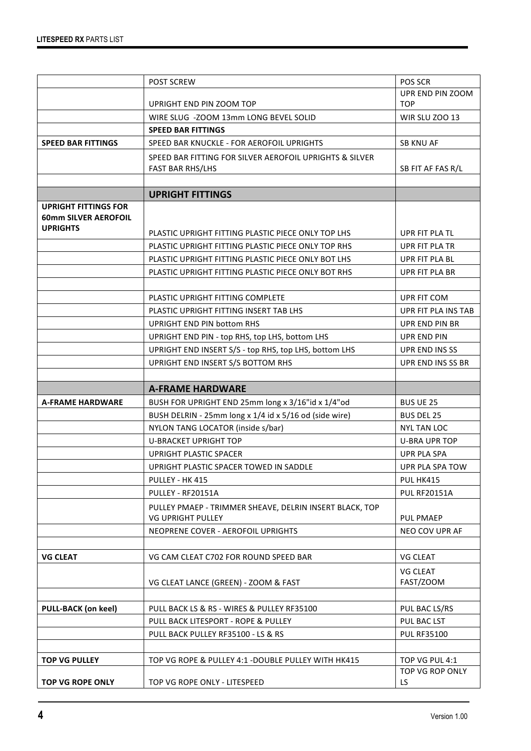| | | |
|---|---|---|
| | POST SCREW | POS SCR |
| | UPRIGHT END PIN ZOOM TOP | UPR END PIN ZOOM TOP |
| | WIRE SLUG -ZOOM 13mm LONG BEVEL SOLID | WIR SLU ZOO 13 |
| | **SPEED BAR FITTINGS** | |
| **SPEED BAR FITTINGS** | SPEED BAR KNUCKLE - FOR AEROFOIL UPRIGHTS | SB KNU AF |
| | SPEED BAR FITTING FOR SILVER AEROFOIL UPRIGHTS & SILVER FAST BAR RHS/LHS | SB FIT AF FAS R/L |
| | | |
| | **UPRIGHT FITTINGS** | |
| **UPRIGHT FITTINGS FOR 60mm SILVER AEROFOIL UPRIGHTS** | PLASTIC UPRIGHT FITTING PLASTIC PIECE ONLY TOP LHS | UPR FIT PLA TL |
| | PLASTIC UPRIGHT FITTING PLASTIC PIECE ONLY TOP RHS | UPR FIT PLA TR |
| | PLASTIC UPRIGHT FITTING PLASTIC PIECE ONLY BOT LHS | UPR FIT PLA BL |
| | PLASTIC UPRIGHT FITTING PLASTIC PIECE ONLY BOT RHS | UPR FIT PLA BR |
| | | |
| | PLASTIC UPRIGHT FITTING COMPLETE | UPR FIT COM |
| | PLASTIC UPRIGHT FITTING INSERT TAB LHS | UPR FIT PLA INS TAB |
| | UPRIGHT END PIN bottom RHS | UPR END PIN BR |
| | UPRIGHT END PIN - top RHS, top LHS, bottom LHS | UPR END PIN |
| | UPRIGHT END INSERT S/S - top RHS, top LHS, bottom LHS | UPR END INS SS |
| | UPRIGHT END INSERT S/S BOTTOM RHS | UPR END INS SS BR |
| | | |
| | **A-FRAME HARDWARE** | |
| **A-FRAME HARDWARE** | BUSH FOR UPRIGHT END 25mm long x 3/16"id x 1/4"od | BUS UE 25 |
| | BUSH DELRIN - 25mm long x 1/4 id x 5/16 od (side wire) | BUS DEL 25 |
| | NYLON TANG LOCATOR (inside s/bar) | NYL TAN LOC |
| | U-BRACKET UPRIGHT TOP | U-BRA UPR TOP |
| | UPRIGHT PLASTIC SPACER | UPR PLA SPA |
| | UPRIGHT PLASTIC SPACER TOWED IN SADDLE | UPR PLA SPA TOW |
| | PULLEY - HK 415 | PUL HK415 |
| | PULLEY - RF20151A | PUL RF20151A |
| | PULLEY PMAEP - TRIMMER SHEAVE, DELRIN INSERT BLACK, TOP VG UPRIGHT PULLEY | PUL PMAEP |
| | NEOPRENE COVER - AEROFOIL UPRIGHTS | NEO COV UPR AF |
| | | |
| **VG CLEAT** | VG CAM CLEAT C702 FOR ROUND SPEED BAR | VG CLEAT |
| | VG CLEAT LANCE (GREEN) - ZOOM & FAST | VG CLEAT FAST/ZOOM |
| | | |
| **PULL-BACK (on keel)** | PULL BACK LS & RS - WIRES & PULLEY RF35100 | PUL BAC LS/RS |
| | PULL BACK LITESPORT - ROPE & PULLEY | PUL BAC LST |
| | PULL BACK PULLEY RF35100 - LS & RS | PUL RF35100 |
| | | |
| **TOP VG PULLEY** | TOP VG ROPE & PULLEY 4:1 -DOUBLE PULLEY WITH HK415 | TOP VG PUL 4:1 |
| **TOP VG ROPE ONLY** | TOP VG ROPE ONLY - LITESPEED | TOP VG ROP ONLY LS |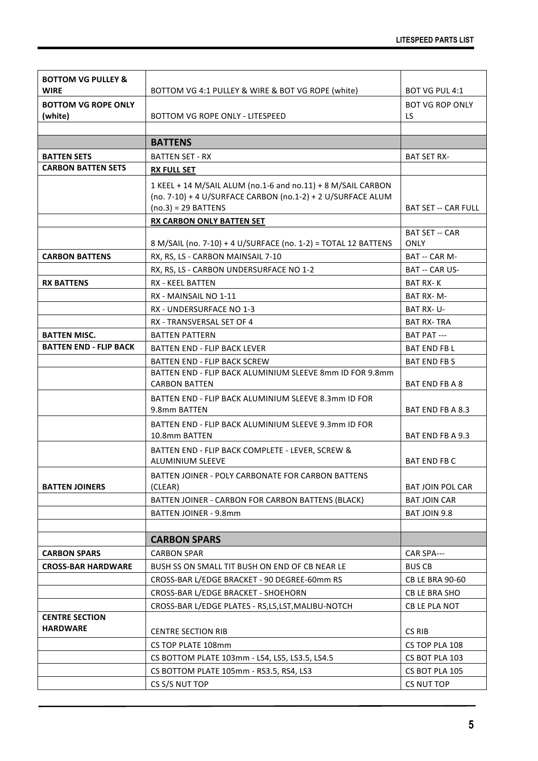| | | |
|---|---|---|
| **BOTTOM VG PULLEY & WIRE** | BOTTOM VG 4:1 PULLEY & WIRE & BOT VG ROPE (white) | BOT VG PUL 4:1 |
| **BOTTOM VG ROPE ONLY (white)** | BOTTOM VG ROPE ONLY - LITESPEED | BOT VG ROP ONLY LS |
| | | |
| | **BATTENS** | |
| **BATTEN SETS** | BATTEN SET - RX | BAT SET RX- |
| **CARBON BATTEN SETS** | **RX FULL SET** | |
| | 1 KEEL + 14 M/SAIL ALUM (no.1-6 and no.11) + 8 M/SAIL CARBON (no. 7-10) + 4 U/SURFACE CARBON (no.1-2) + 2 U/SURFACE ALUM (no.3) = 29 BATTENS | BAT SET -- CAR FULL |
| | **RX CARBON ONLY BATTEN SET** | |
| | 8 M/SAIL (no. 7-10) + 4 U/SURFACE (no. 1-2) = TOTAL 12 BATTENS | BAT SET -- CAR ONLY |
| **CARBON BATTENS** | RX, RS, LS - CARBON MAINSAIL 7-10 | BAT -- CAR M- |
| | RX, RS, LS - CARBON UNDERSURFACE NO 1-2 | BAT -- CAR US- |
| **RX BATTENS** | RX - KEEL BATTEN | BAT RX- K |
| | RX - MAINSAIL NO 1-11 | BAT RX- M- |
| | RX - UNDERSURFACE NO 1-3 | BAT RX- U- |
| | RX - TRANSVERSAL SET OF 4 | BAT RX- TRA |
| **BATTEN MISC.** | BATTEN PATTERN | BAT PAT --- |
| **BATTEN END - FLIP BACK** | BATTEN END - FLIP BACK LEVER | BAT END FB L |
| | BATTEN END - FLIP BACK SCREW | BAT END FB S |
| | BATTEN END - FLIP BACK ALUMINIUM SLEEVE 8mm ID FOR 9.8mm CARBON BATTEN | BAT END FB A 8 |
| | BATTEN END - FLIP BACK ALUMINIUM SLEEVE 8.3mm ID FOR 9.8mm BATTEN | BAT END FB A 8.3 |
| | BATTEN END - FLIP BACK ALUMINIUM SLEEVE 9.3mm ID FOR 10.8mm BATTEN | BAT END FB A 9.3 |
| | BATTEN END - FLIP BACK COMPLETE - LEVER, SCREW & ALUMINIUM SLEEVE | BAT END FB C |
| **BATTEN JOINERS** | BATTEN JOINER - POLY CARBONATE FOR CARBON BATTENS (CLEAR) | BAT JOIN POL CAR |
| | BATTEN JOINER - CARBON FOR CARBON BATTENS (BLACK) | BAT JOIN CAR |
| | BATTEN JOINER - 9.8mm | BAT JOIN 9.8 |
| | | |
| | **CARBON SPARS** | |
| **CARBON SPARS** | CARBON SPAR | CAR SPA--- |
| **CROSS-BAR HARDWARE** | BUSH SS ON SMALL TIT BUSH ON END OF CB NEAR LE | BUS CB |
| | CROSS-BAR L/EDGE BRACKET - 90 DEGREE-60mm RS | CB LE BRA 90-60 |
| | CROSS-BAR L/EDGE BRACKET - SHOEHORN | CB LE BRA SHO |
| | CROSS-BAR L/EDGE PLATES - RS,LS,LST,MALIBU-NOTCH | CB LE PLA NOT |
| **CENTRE SECTION HARDWARE** | CENTRE SECTION RIB | CS RIB |
| | CS TOP PLATE 108mm | CS TOP PLA 108 |
| | CS BOTTOM PLATE 103mm - LS4, LS5, LS3.5, LS4.5 | CS BOT PLA 103 |
| | CS BOTTOM PLATE 105mm - RS3.5, RS4, LS3 | CS BOT PLA 105 |
| | CS S/S NUT TOP | CS NUT TOP |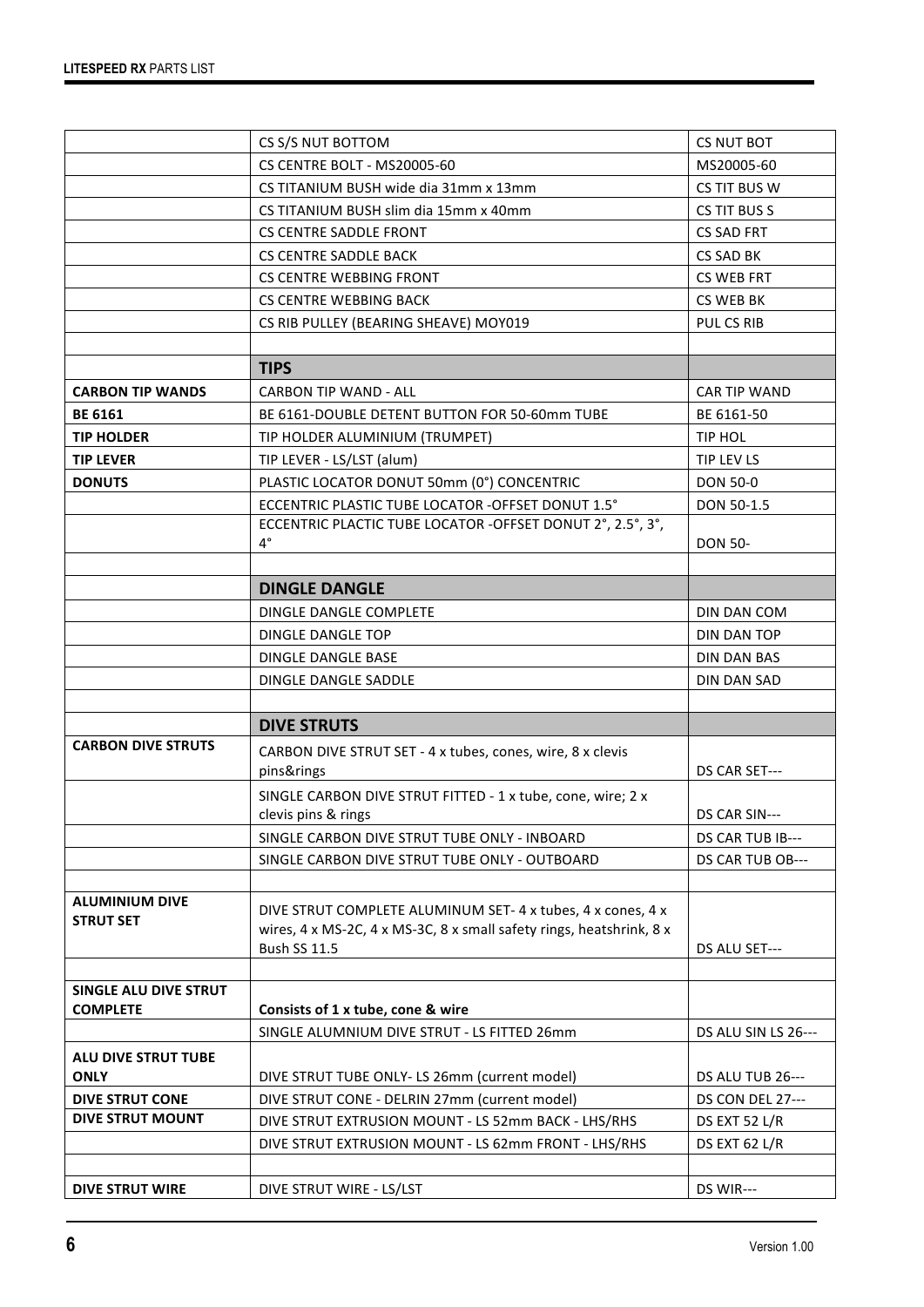| | | |
|---|---|---|
| | CS S/S NUT BOTTOM | CS NUT BOT |
| | CS CENTRE BOLT - MS20005-60 | MS20005-60 |
| | CS TITANIUM BUSH wide dia 31mm x 13mm | CS TIT BUS W |
| | CS TITANIUM BUSH slim dia 15mm x 40mm | CS TIT BUS S |
| | CS CENTRE SADDLE FRONT | CS SAD FRT |
| | CS CENTRE SADDLE BACK | CS SAD BK |
| | CS CENTRE WEBBING FRONT | CS WEB FRT |
| | CS CENTRE WEBBING BACK | CS WEB BK |
| | CS RIB PULLEY (BEARING SHEAVE) MOY019 | PUL CS RIB |
| | | |
| | **TIPS** | |
| **CARBON TIP WANDS** | CARBON TIP WAND - ALL | CAR TIP WAND |
| **BE 6161** | BE 6161-DOUBLE DETENT BUTTON FOR 50-60mm TUBE | BE 6161-50 |
| **TIP HOLDER** | TIP HOLDER ALUMINIUM (TRUMPET) | TIP HOL |
| **TIP LEVER** | TIP LEVER - LS/LST (alum) | TIP LEV LS |
| **DONUTS** | PLASTIC LOCATOR DONUT 50mm (0°) CONCENTRIC | DON 50-0 |
| | ECCENTRIC PLASTIC TUBE LOCATOR -OFFSET DONUT 1.5° | DON 50-1.5 |
| | ECCENTRIC PLACTIC TUBE LOCATOR -OFFSET DONUT 2°, 2.5°, 3°, 4° | DON 50- |
| | | |
| | **DINGLE DANGLE** | |
| | DINGLE DANGLE COMPLETE | DIN DAN COM |
| | DINGLE DANGLE TOP | DIN DAN TOP |
| | DINGLE DANGLE BASE | DIN DAN BAS |
| | DINGLE DANGLE SADDLE | DIN DAN SAD |
| | | |
| | **DIVE STRUTS** | |
| **CARBON DIVE STRUTS** | CARBON DIVE STRUT SET - 4 x tubes, cones, wire, 8 x clevis pins&rings | DS CAR SET--- |
| | SINGLE CARBON DIVE STRUT FITTED - 1 x tube, cone, wire; 2 x clevis pins & rings | DS CAR SIN--- |
| | SINGLE CARBON DIVE STRUT TUBE ONLY - INBOARD | DS CAR TUB IB--- |
| | SINGLE CARBON DIVE STRUT TUBE ONLY - OUTBOARD | DS CAR TUB OB--- |
| | | |
| **ALUMINIUM DIVE STRUT SET** | DIVE STRUT COMPLETE ALUMINUM SET- 4 x tubes, 4 x cones, 4 x wires, 4 x MS-2C, 4 x MS-3C, 8 x small safety rings, heatshrink, 8 x Bush SS 11.5 | DS ALU SET--- |
| | | |
| **SINGLE ALU DIVE STRUT COMPLETE** | **Consists of 1 x tube, cone & wire** | |
| | SINGLE ALUMNIUM DIVE STRUT - LS FITTED 26mm | DS ALU SIN LS 26--- |
| **ALU DIVE STRUT TUBE ONLY** | DIVE STRUT TUBE ONLY- LS 26mm (current model) | DS ALU TUB 26--- |
| **DIVE STRUT CONE** | DIVE STRUT CONE - DELRIN 27mm (current model) | DS CON DEL 27--- |
| **DIVE STRUT MOUNT** | DIVE STRUT EXTRUSION MOUNT - LS 52mm BACK - LHS/RHS | DS EXT 52 L/R |
| | DIVE STRUT EXTRUSION MOUNT - LS 62mm FRONT - LHS/RHS | DS EXT 62 L/R |
| | | |
| **DIVE STRUT WIRE** | DIVE STRUT WIRE - LS/LST | DS WIR--- |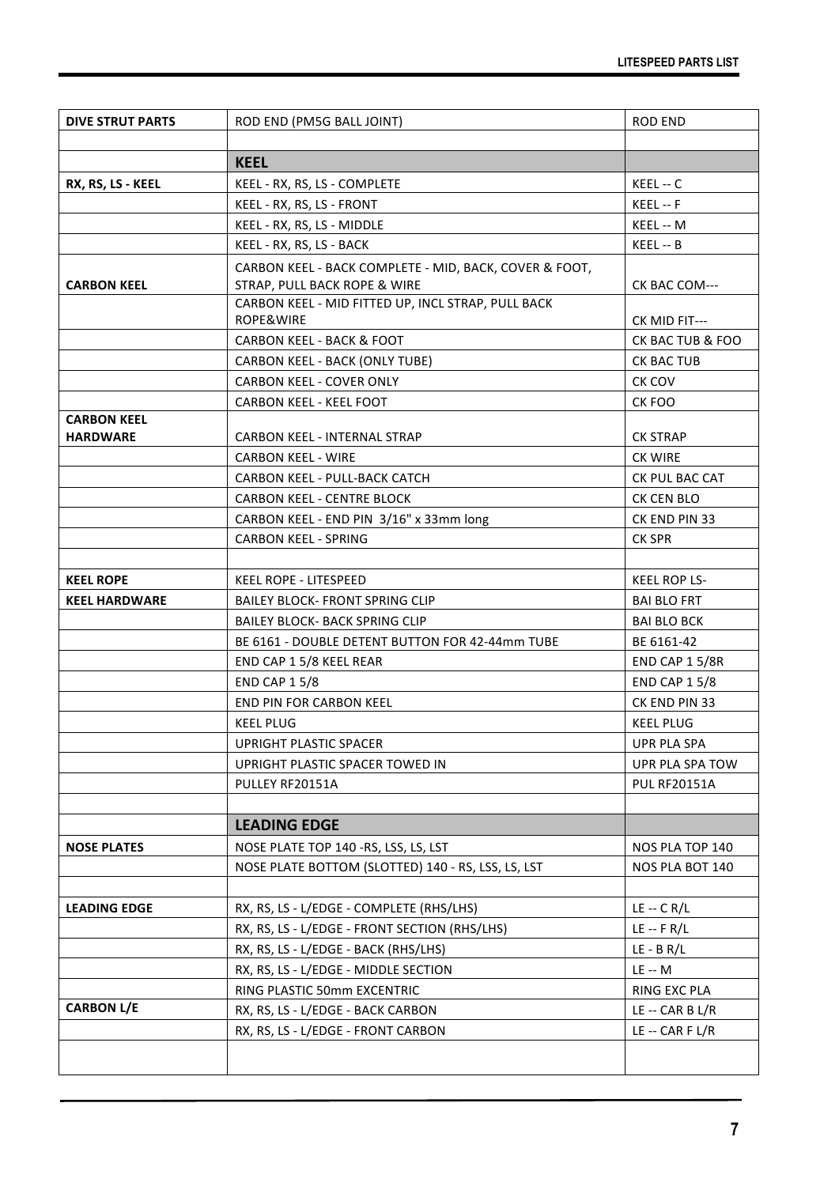| | | |
|---|---|---|
| **DIVE STRUT PARTS** | ROD END (PM5G BALL JOINT) | ROD END |
| | | |
| | **KEEL** | |
| **RX, RS, LS - KEEL** | KEEL - RX, RS, LS - COMPLETE | KEEL -- C |
| | KEEL - RX, RS, LS - FRONT | KEEL -- F |
| | KEEL - RX, RS, LS - MIDDLE | KEEL -- M |
| | KEEL - RX, RS, LS - BACK | KEEL -- B |
| **CARBON KEEL** | CARBON KEEL - BACK COMPLETE - MID, BACK, COVER & FOOT, STRAP, PULL BACK ROPE & WIRE | CK BAC COM--- |
| | CARBON KEEL - MID FITTED UP, INCL STRAP, PULL BACK ROPE&WIRE | CK MID FIT--- |
| | CARBON KEEL - BACK & FOOT | CK BAC TUB & FOO |
| | CARBON KEEL - BACK (ONLY TUBE) | CK BAC TUB |
| | CARBON KEEL - COVER ONLY | CK COV |
| | CARBON KEEL - KEEL FOOT | CK FOO |
| **CARBON KEEL HARDWARE** | CARBON KEEL - INTERNAL STRAP | CK STRAP |
| | CARBON KEEL - WIRE | CK WIRE |
| | CARBON KEEL - PULL-BACK CATCH | CK PUL BAC CAT |
| | CARBON KEEL - CENTRE BLOCK | CK CEN BLO |
| | CARBON KEEL - END PIN 3/16" x 33mm long | CK END PIN 33 |
| | CARBON KEEL - SPRING | CK SPR |
| | | |
| **KEEL ROPE** | KEEL ROPE - LITESPEED | KEEL ROP LS- |
| **KEEL HARDWARE** | BAILEY BLOCK- FRONT SPRING CLIP | BAI BLO FRT |
| | BAILEY BLOCK- BACK SPRING CLIP | BAI BLO BCK |
| | BE 6161 - DOUBLE DETENT BUTTON FOR 42-44mm TUBE | BE 6161-42 |
| | END CAP 1 5/8 KEEL REAR | END CAP 1 5/8R |
| | END CAP 1 5/8 | END CAP 1 5/8 |
| | END PIN FOR CARBON KEEL | CK END PIN 33 |
| | KEEL PLUG | KEEL PLUG |
| | UPRIGHT PLASTIC SPACER | UPR PLA SPA |
| | UPRIGHT PLASTIC SPACER TOWED IN | UPR PLA SPA TOW |
| | PULLEY RF20151A | PUL RF20151A |
| | | |
| | **LEADING EDGE** | |
| **NOSE PLATES** | NOSE PLATE TOP 140 -RS, LSS, LS, LST | NOS PLA TOP 140 |
| | NOSE PLATE BOTTOM (SLOTTED) 140 - RS, LSS, LS, LST | NOS PLA BOT 140 |
| | | |
| **LEADING EDGE** | RX, RS, LS - L/EDGE - COMPLETE (RHS/LHS) | LE -- C R/L |
| | RX, RS, LS - L/EDGE - FRONT SECTION (RHS/LHS) | LE -- F R/L |
| | RX, RS, LS - L/EDGE - BACK (RHS/LHS) | LE - B R/L |
| | RX, RS, LS - L/EDGE - MIDDLE SECTION | LE -- M |
| | RING PLASTIC 50mm EXCENTRIC | RING EXC PLA |
| **CARBON L/E** | RX, RS, LS - L/EDGE - BACK CARBON | LE -- CAR B L/R |
| | RX, RS, LS - L/EDGE - FRONT CARBON | LE -- CAR F L/R |
| | | |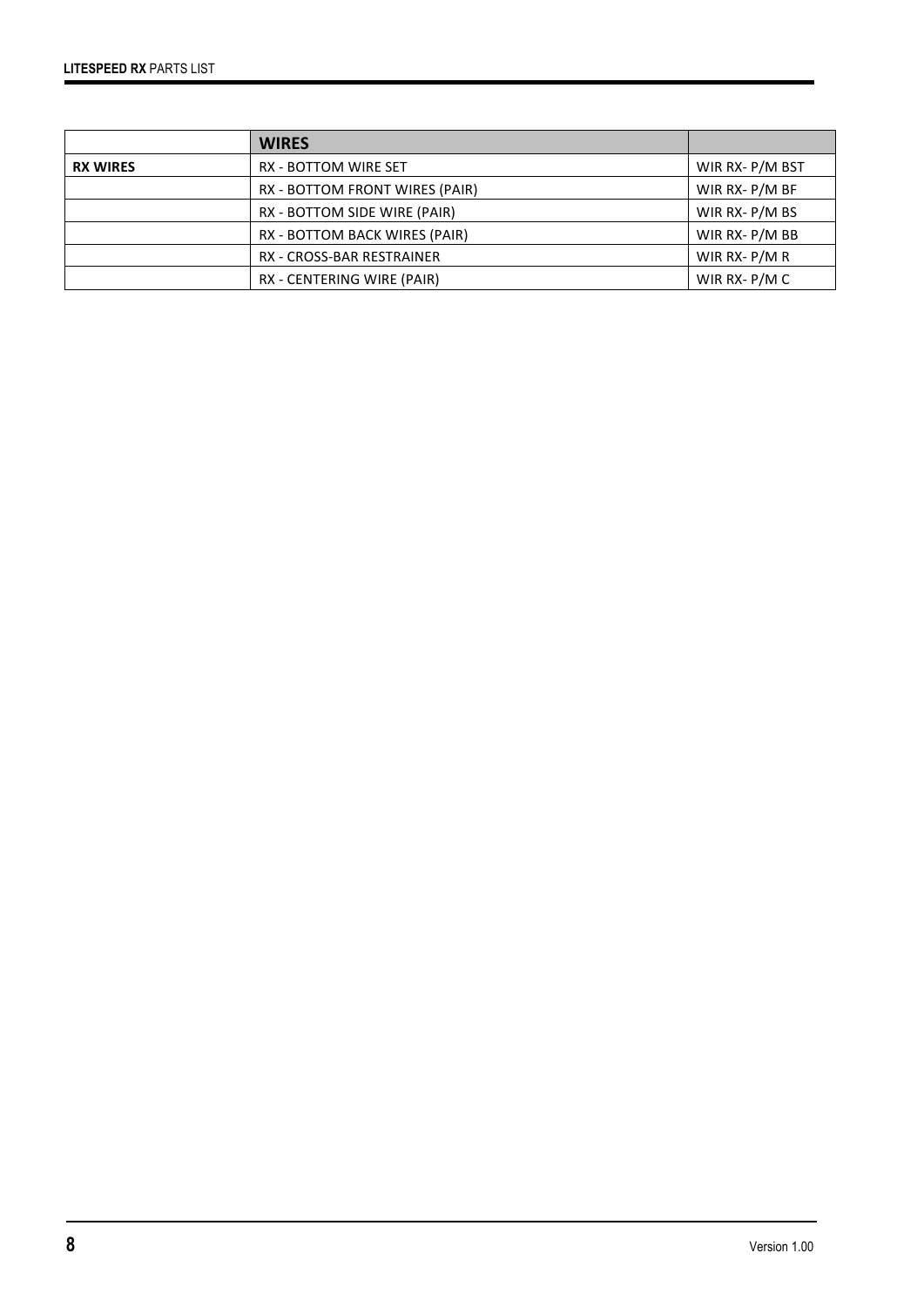| | WIRES | |
|---|---|---|
| **RX WIRES** | RX - BOTTOM WIRE SET | WIR RX- P/M BST |
| | RX - BOTTOM FRONT WIRES (PAIR) | WIR RX- P/M BF |
| | RX - BOTTOM SIDE WIRE (PAIR) | WIR RX- P/M BS |
| | RX - BOTTOM BACK WIRES (PAIR) | WIR RX- P/M BB |
| | RX - CROSS-BAR RESTRAINER | WIR RX- P/M R |
| | RX - CENTERING WIRE (PAIR) | WIR RX- P/M C |